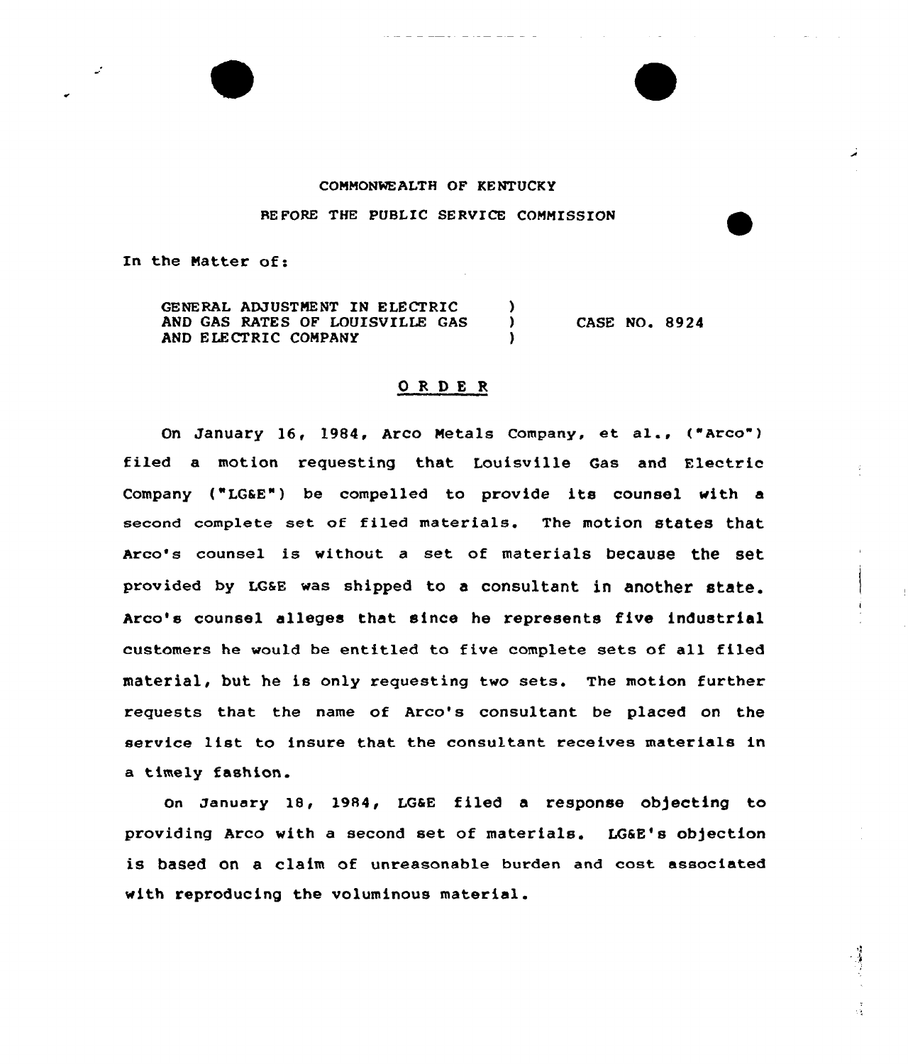COMMONWEALTH OF KENTUCKY

BEFORE THE PUBLIC SERVICE COMMISSION

In the Matter of:

GENERAL ADJUSTMENT IN ELECTRIC AND GAS RATES OF LOUISVILLE GAS AND ELECTRIC COMPANY ) CASE NO. 8924

# ORDER

On January 16, 1984, Arco Metals Company, et al., ("Arco") filed a motion requesting that Louisville Gas and Electric Company ("LG&E") be compelled to provide its counsel with a second complete set of filed materials. The motion states that Arco's counsel is without a set of materials because the set provided by LG&E was shipped to a consultant in another state. Arco's counsel alleges that since he represents five industrial customers he would be entitled to five complete sets of all filed material, but he is only requesting two sets. The motion further requests that the name of Arco's consultant be placed on the service list to insure that the consultant receives materials in a timely fashion.

On January 18, 1984, LG&E filed a response objecting to providing Arco with a second set of materials. LG&E's objection is based on a claim of unreasonable burden and cost associated with reproducing the voluminous material.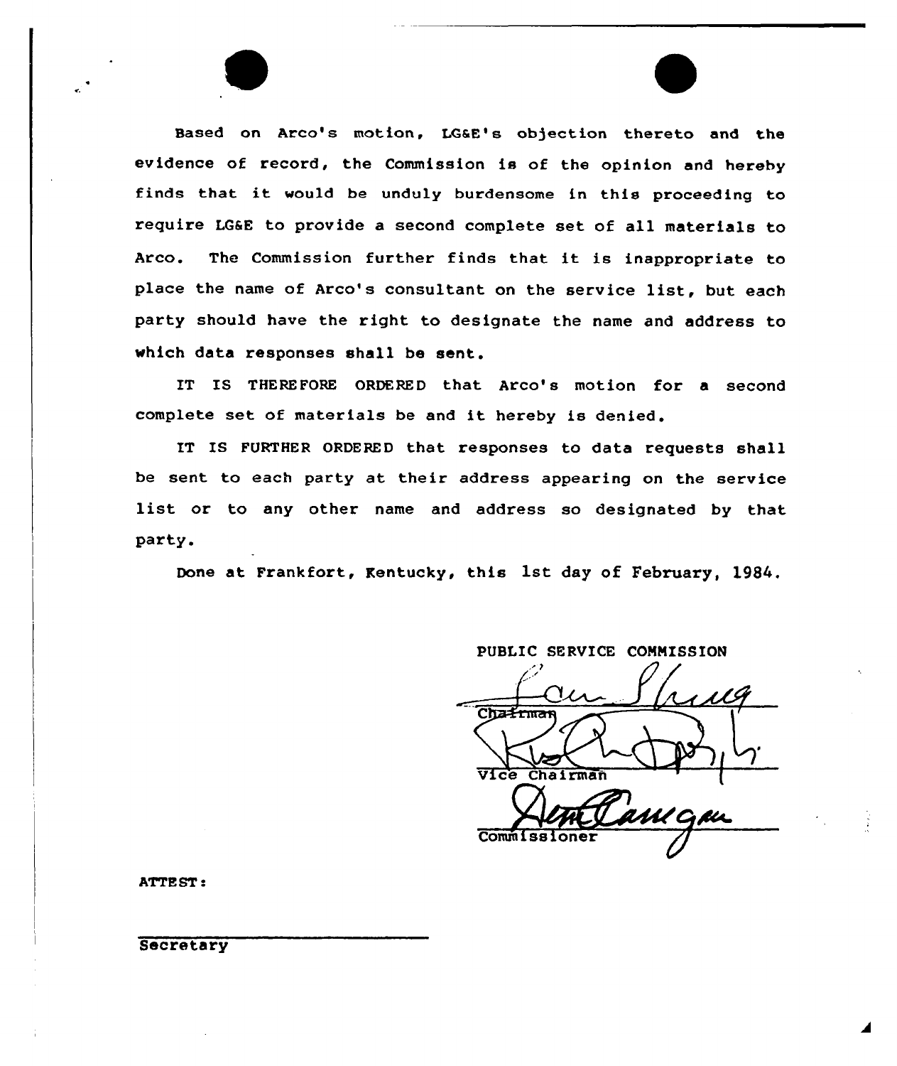Based on Arco's motion, LG&E's objection thereto and the evidence of record, the Commission is of the opinion and hereby finds that it would be unduly burdensome in this proceeding to require LG&E to provide a second complete set of all materials to Arco. The Commission further finds that it is inappropriate to place the name of Arco's consultant on the service list, but each party should have the right to designate the name and address to which data responses shall be sent.

IT IS THEREFORE ORDERED that Arco's motion for a second complete set of materials be and it hereby is denied.

IT IS FURTHER ORDERED that responses to data requests shall be sent to each party at their address appearing on the service list or to any other name and address so designated by that party.

Done at Frankfort, Kentucky, this 1st day of February, 1984.

PUBLIC SERVICE COMMISSION

Chairman

Vice Chairman

Commissioner

ATTEST:

Secretary